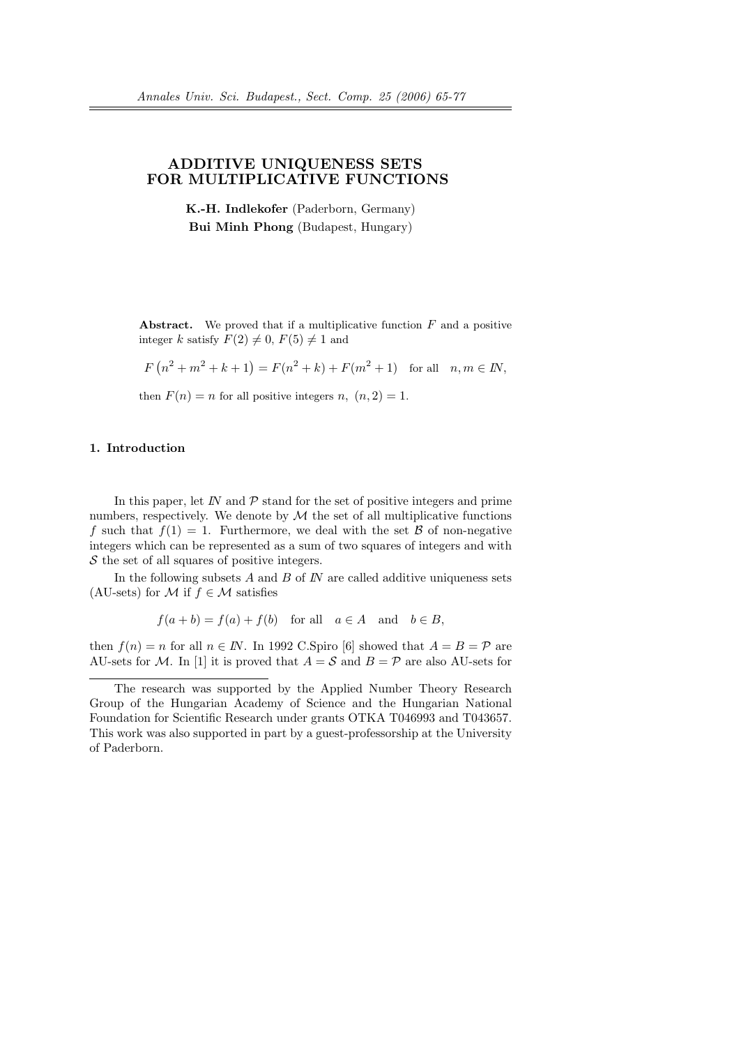# ADDITIVE UNIQUENESS SETS FOR MULTIPLICATIVE FUNCTIONS

**K.-H. Indlekofer** (Paderborn, Germany)

**Bui Minh Phong** (Budapest, Hungary)

**Abstract.** We proved that if a multiplicative function $F$ and a positive integer $k$ satisfy $F(2) \neq 0$, $F(5) \neq 1$ and

$$F\left(n^2 + m^2 + k + 1\right) = F(n^2 + k) + F(m^2 + 1) \quad \text{for all} \quad n, m \in \mathbb{N},$$

then $F(n) = n$ for all positive integers $n$, $(n, 2) = 1$.

## 1. Introduction

In this paper, let $\mathbb{N}$ and $\mathcal{P}$ stand for the set of positive integers and prime numbers, respectively. We denote by $\mathcal{M}$ the set of all multiplicative functions $f$ such that $f(1) = 1$. Furthermore, we deal with the set $\mathcal{B}$ of non-negative integers which can be represented as a sum of two squares of integers and with $\mathcal{S}$ the set of all squares of positive integers.

In the following subsets $A$ and $B$ of $\mathbb{N}$ are called additive uniqueness sets (AU-sets) for $\mathcal{M}$ if $f \in \mathcal{M}$ satisfies

$$f(a + b) = f(a) + f(b) \quad \text{for all} \quad a \in A \quad \text{and} \quad b \in B,$$

then $f(n) = n$ for all $n \in \mathbb{N}$. In 1992 C.Spiro [6] showed that $A = B = \mathcal{P}$ are AU-sets for $\mathcal{M}$. In [1] it is proved that $A = \mathcal{S}$ and $B = \mathcal{P}$ are also AU-sets for

The research was supported by the Applied Number Theory Research Group of the Hungarian Academy of Science and the Hungarian National Foundation for Scientific Research under grants OTKA T046993 and T043657. This work was also supported in part by a guest-professorship at the University of Paderborn.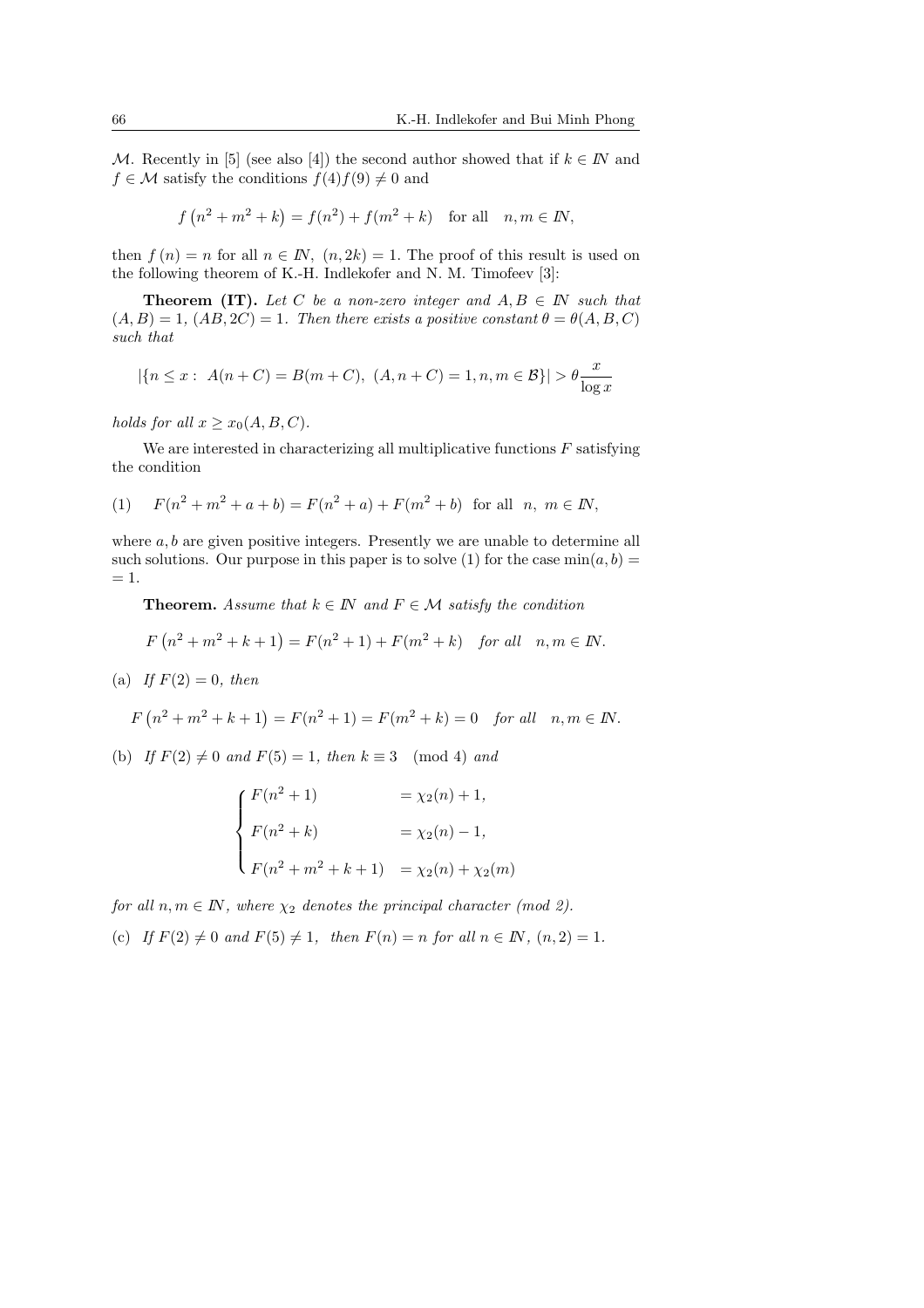$\mathcal{M}$. Recently in [5] (see also [4]) the second author showed that if $k \in I\!N$ and $f \in \mathcal{M}$ satisfy the conditions $f(4)f(9) \neq 0$ and

$$f\left(n^2 + m^2 + k\right) = f(n^2) + f(m^2 + k) \quad \text{for all} \quad n, m \in I\!N,$$

then $f(n) = n$ for all $n \in I\!N$, $(n, 2k) = 1$. The proof of this result is used on the following theorem of K.-H. Indlekofer and N. M. Timofeev [3]:

**Theorem (IT).** *Let $C$ be a non-zero integer and $A, B \in I\!N$ such that $(A, B) = 1$, $(AB, 2C) = 1$. Then there exists a positive constant $\theta = \theta(A, B, C)$ such that*

$$|\{n \leq x : \ A(n + C) = B(m + C), \ (A, n + C) = 1, n, m \in \mathcal{B}\}| > \theta \frac{x}{\log x}$$

*holds for all $x \geq x_0(A, B, C)$.*

We are interested in characterizing all multiplicative functions $F$ satisfying the condition

$$F(n^2 + m^2 + a + b) = F(n^2 + a) + F(m^2 + b) \quad \text{for all} \quad n, \ m \in I\!N, \tag{1}$$

where $a, b$ are given positive integers. Presently we are unable to determine all such solutions. Our purpose in this paper is to solve (1) for the case $\min(a, b) = 1$.

**Theorem.** *Assume that $k \in I\!N$ and $F \in \mathcal{M}$ satisfy the condition*

$$F\left(n^2 + m^2 + k + 1\right) = F(n^2 + 1) + F(m^2 + k) \quad \textit{for all} \quad n, m \in I\!N.$$

(a) *If $F(2) = 0$, then*

$$F\left(n^2 + m^2 + k + 1\right) = F(n^2 + 1) = F(m^2 + k) = 0 \quad \textit{for all} \quad n, m \in I\!N.$$

(b) *If $F(2) \neq 0$ and $F(5) = 1$, then $k \equiv 3 \pmod 4$ and*

$$\begin{cases} F(n^2 + 1) & = \chi_2(n) + 1, \\ F(n^2 + k) & = \chi_2(n) - 1, \\ F(n^2 + m^2 + k + 1) & = \chi_2(n) + \chi_2(m) \end{cases}$$

*for all $n, m \in I\!N$, where $\chi_2$ denotes the principal character (mod 2).*

(c) *If $F(2) \neq 0$ and $F(5) \neq 1$, then $F(n) = n$ for all $n \in I\!N$, $(n, 2) = 1$.*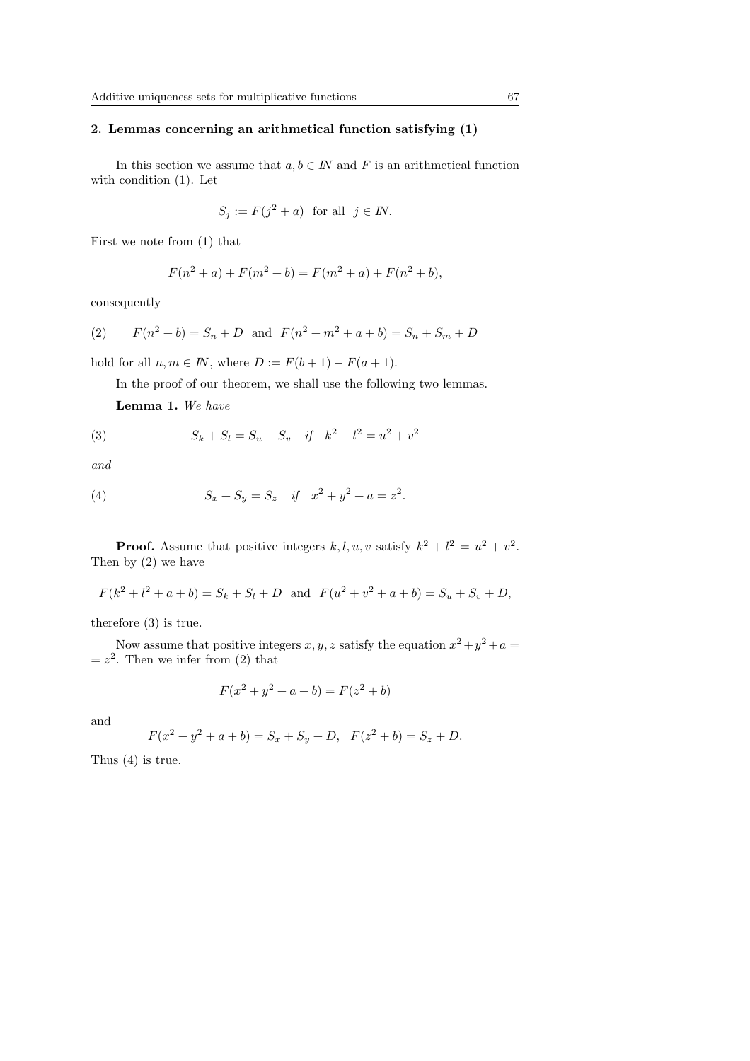## 2. Lemmas concerning an arithmetical function satisfying (1)

In this section we assume that $a, b \in \mathbb{N}$ and $F$ is an arithmetical function with condition (1). Let

$$S_j := F(j^2 + a) \quad \text{for all} \quad j \in \mathbb{N}.$$

First we note from (1) that

$$F(n^2 + a) + F(m^2 + b) = F(m^2 + a) + F(n^2 + b),$$

consequently

$$F(n^2 + b) = S_n + D \quad \text{and} \quad F(n^2 + m^2 + a + b) = S_n + S_m + D \tag{2}$$

hold for all $n, m \in \mathbb{N}$, where $D := F(b+1) - F(a+1)$.

In the proof of our theorem, we shall use the following two lemmas.

**Lemma 1.** *We have*

$$S_k + S_l = S_u + S_v \quad \textit{if} \quad k^2 + l^2 = u^2 + v^2 \tag{3}$$

*and*

$$S_x + S_y = S_z \quad \textit{if} \quad x^2 + y^2 + a = z^2. \tag{4}$$

**Proof.** Assume that positive integers $k, l, u, v$ satisfy $k^2 + l^2 = u^2 + v^2$. Then by (2) we have

$$F(k^2 + l^2 + a + b) = S_k + S_l + D \quad \text{and} \quad F(u^2 + v^2 + a + b) = S_u + S_v + D,$$

therefore (3) is true.

Now assume that positive integers $x, y, z$ satisfy the equation $x^2 + y^2 + a = z^2$. Then we infer from (2) that

$$F(x^2 + y^2 + a + b) = F(z^2 + b)$$

and

$$F(x^2 + y^2 + a + b) = S_x + S_y + D, \quad F(z^2 + b) = S_z + D.$$

Thus (4) is true.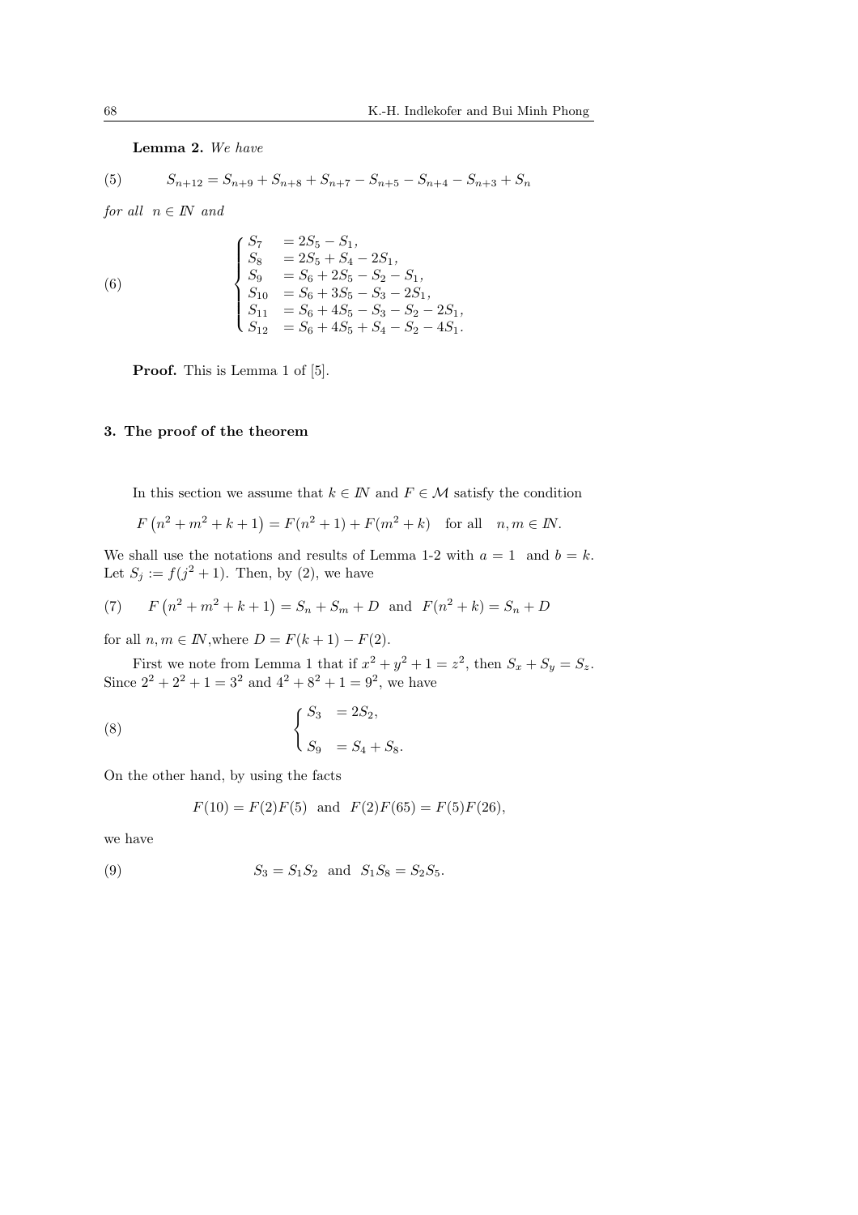**Lemma 2.** *We have*

$$S_{n+12} = S_{n+9} + S_{n+8} + S_{n+7} - S_{n+5} - S_{n+4} - S_{n+3} + S_n \tag{5}$$

*for all* $n \in I\!N$ *and*

$$\begin{cases} S_7 &= 2S_5 - S_1, \\ S_8 &= 2S_5 + S_4 - 2S_1, \\ S_9 &= S_6 + 2S_5 - S_2 - S_1, \\ S_{10} &= S_6 + 3S_5 - S_3 - 2S_1, \\ S_{11} &= S_6 + 4S_5 - S_3 - S_2 - 2S_1, \\ S_{12} &= S_6 + 4S_5 + S_4 - S_2 - 4S_1. \end{cases} \tag{6}$$

**Proof.** This is Lemma 1 of [5].

### 3. The proof of the theorem

In this section we assume that $k \in I\!N$ and $F \in \mathcal{M}$ satisfy the condition

$$F\left(n^2 + m^2 + k + 1\right) = F(n^2 + 1) + F(m^2 + k) \quad \text{for all} \quad n, m \in I\!N.$$

We shall use the notations and results of Lemma 1-2 with $a = 1$ and $b = k$. Let $S_j := f(j^2 + 1)$. Then, by (2), we have

$$F\left(n^2 + m^2 + k + 1\right) = S_n + S_m + D \quad \text{and} \quad F(n^2 + k) = S_n + D \tag{7}$$

for all $n, m \in I\!N$, where $D = F(k + 1) - F(2)$.

First we note from Lemma 1 that if $x^2 + y^2 + 1 = z^2$, then $S_x + S_y = S_z$. Since $2^2 + 2^2 + 1 = 3^2$ and $4^2 + 8^2 + 1 = 9^2$, we have

$$\begin{cases} S_3 &= 2S_2, \\ S_9 &= S_4 + S_8. \end{cases} \tag{8}$$

On the other hand, by using the facts

$$F(10) = F(2)F(5) \quad \text{and} \quad F(2)F(65) = F(5)F(26),$$

we have

$$S_3 = S_1 S_2 \quad \text{and} \quad S_1 S_8 = S_2 S_5. \tag{9}$$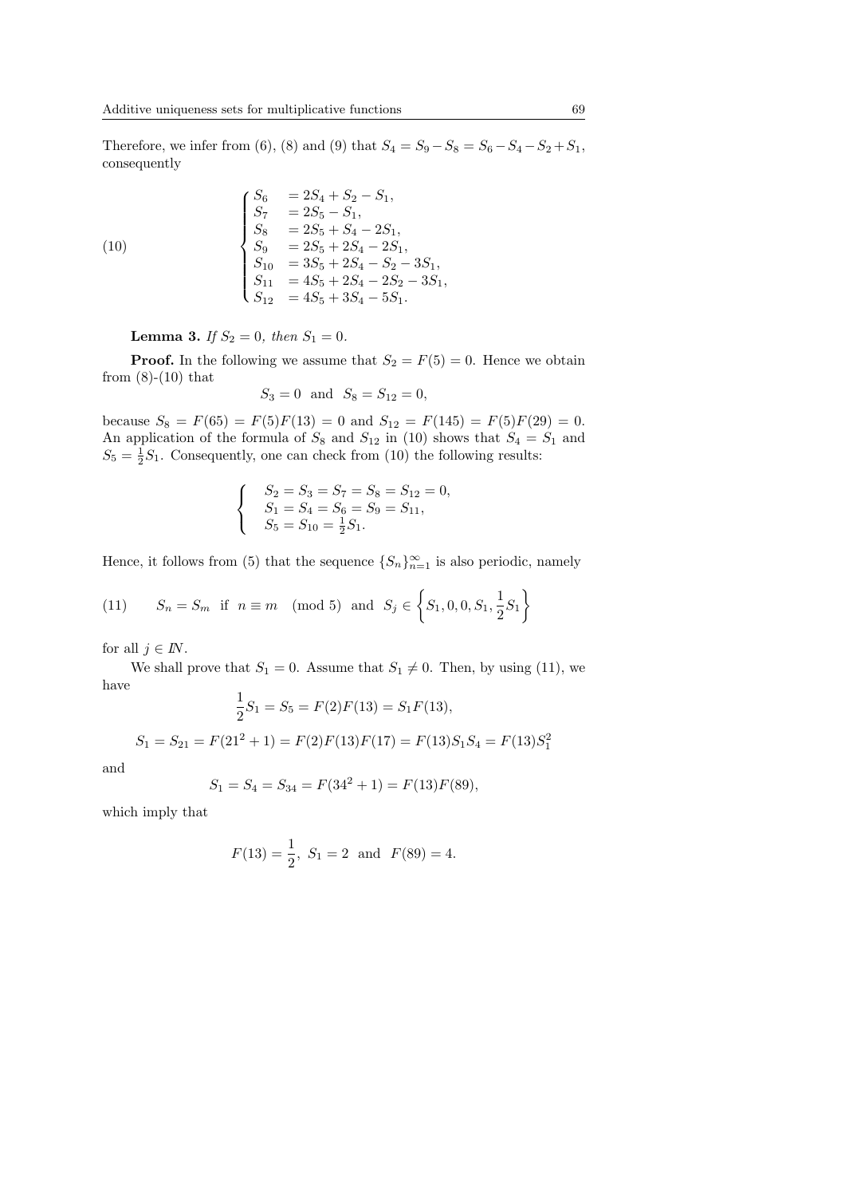Therefore, we infer from (6), (8) and (9) that $S_4 = S_9 - S_8 = S_6 - S_4 - S_2 + S_1$, consequently

$$
\begin{cases}
S_6 &= 2S_4 + S_2 - S_1, \\
S_7 &= 2S_5 - S_1, \\
S_8 &= 2S_5 + S_4 - 2S_1, \\
S_9 &= 2S_5 + 2S_4 - 2S_1, \\
S_{10} &= 3S_5 + 2S_4 - S_2 - 3S_1, \\
S_{11} &= 4S_5 + 2S_4 - 2S_2 - 3S_1, \\
S_{12} &= 4S_5 + 3S_4 - 5S_1.
\end{cases}
\tag{10}
$$

**Lemma 3.** *If $S_2 = 0$, then $S_1 = 0$.*

**Proof.** In the following we assume that $S_2 = F(5) = 0$. Hence we obtain from (8)-(10) that

$$S_3 = 0 \quad \text{and} \quad S_8 = S_{12} = 0,$$

because $S_8 = F(65) = F(5)F(13) = 0$ and $S_{12} = F(145) = F(5)F(29) = 0$. An application of the formula of $S_8$ and $S_{12}$ in (10) shows that $S_4 = S_1$ and $S_5 = \frac{1}{2}S_1$. Consequently, one can check from (10) the following results:

$$
\begin{cases}
S_2 = S_3 = S_7 = S_8 = S_{12} = 0, \\
S_1 = S_4 = S_6 = S_9 = S_{11}, \\
S_5 = S_{10} = \frac{1}{2}S_1.
\end{cases}
$$

Hence, it follows from (5) that the sequence $\{S_n\}_{n=1}^{\infty}$ is also periodic, namely

$$S_n = S_m \text{ if } n \equiv m \pmod 5 \text{ and } S_j \in \left\{S_1, 0, 0, S_1, \frac{1}{2}S_1\right\} \tag{11}$$

for all $j \in \mathbb{N}$.

We shall prove that $S_1 = 0$. Assume that $S_1 \neq 0$. Then, by using (11), we have

$$\frac{1}{2}S_1 = S_5 = F(2)F(13) = S_1 F(13),$$

$$S_1 = S_{21} = F(21^2 + 1) = F(2)F(13)F(17) = F(13)S_1 S_4 = F(13)S_1^2$$

and

$$S_1 = S_4 = S_{34} = F(34^2 + 1) = F(13)F(89),$$

which imply that

$$F(13) = \frac{1}{2},\ S_1 = 2 \text{ and } F(89) = 4.$$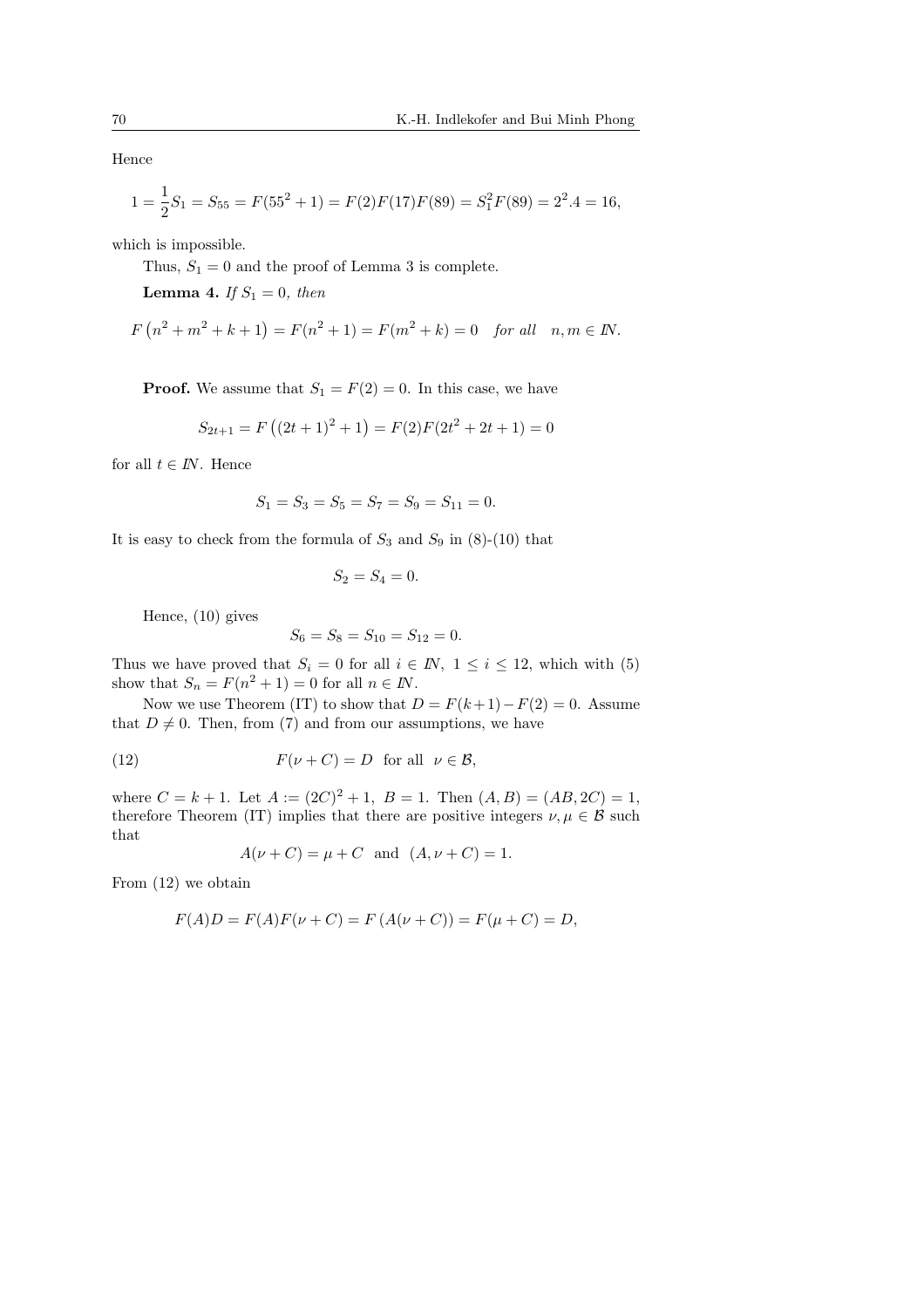Hence

$$1 = \frac{1}{2}S_1 = S_{55} = F(55^2+1) = F(2)F(17)F(89) = S_1^2 F(89) = 2^2.4 = 16,$$

which is impossible.

Thus, $S_1 = 0$ and the proof of Lemma 3 is complete.

**Lemma 4.** *If $S_1 = 0$, then*

$$F\left(n^2+m^2+k+1\right) = F(n^2+1) = F(m^2+k) = 0 \quad \textit{for all} \quad n, m \in I\!N.$$

**Proof.** We assume that $S_1 = F(2) = 0$. In this case, we have

$$S_{2t+1} = F\left((2t+1)^2+1\right) = F(2)F(2t^2+2t+1) = 0$$

for all $t \in I\!N$. Hence

$$S_1 = S_3 = S_5 = S_7 = S_9 = S_{11} = 0.$$

It is easy to check from the formula of $S_3$ and $S_9$ in (8)-(10) that

$$S_2 = S_4 = 0.$$

Hence, (10) gives

$$S_6 = S_8 = S_{10} = S_{12} = 0.$$

Thus we have proved that $S_i = 0$ for all $i \in I\!N$, $1 \le i \le 12$, which with (5) show that $S_n = F(n^2+1) = 0$ for all $n \in I\!N$.

Now we use Theorem (IT) to show that $D = F(k+1) - F(2) = 0$. Assume that $D \neq 0$. Then, from (7) and from our assumptions, we have

$$F(\nu + C) = D \quad \text{for all} \quad \nu \in \mathcal{B}, \tag{12}$$

where $C = k+1$. Let $A := (2C)^2+1$, $B = 1$. Then $(A, B) = (AB, 2C) = 1$, therefore Theorem (IT) implies that there are positive integers $\nu, \mu \in \mathcal{B}$ such that

$$A(\nu + C) = \mu + C \quad \text{and} \quad (A, \nu + C) = 1.$$

From (12) we obtain

$$F(A)D = F(A)F(\nu + C) = F\left(A(\nu + C)\right) = F(\mu + C) = D,$$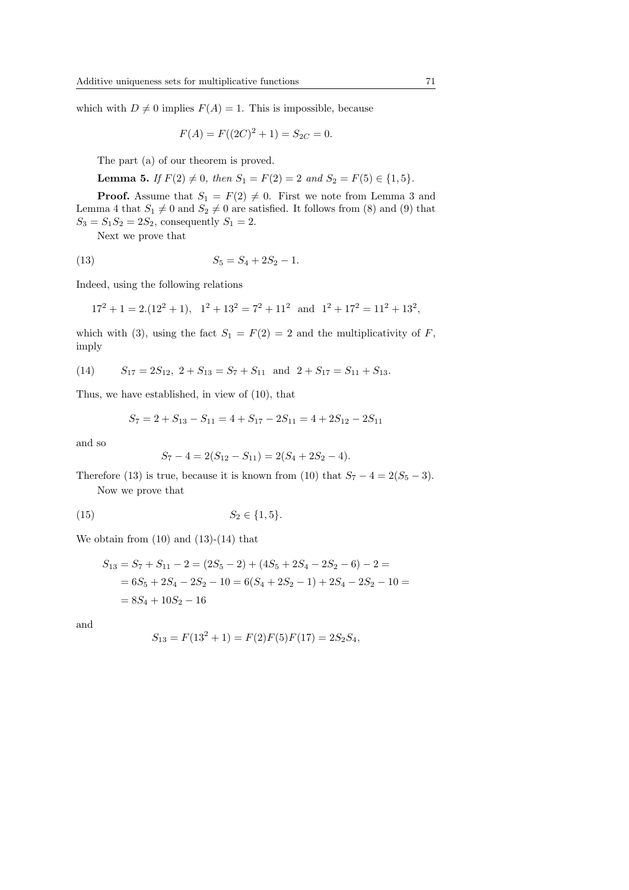which with $D \neq 0$ implies $F(A) = 1$. This is impossible, because

$$F(A) = F((2C)^2 + 1) = S_{2C} = 0.$$

The part (a) of our theorem is proved.

**Lemma 5.** *If $F(2) \neq 0$, then $S_1 = F(2) = 2$ and $S_2 = F(5) \in \{1, 5\}$.*

**Proof.** Assume that $S_1 = F(2) \neq 0$. First we note from Lemma 3 and Lemma 4 that $S_1 \neq 0$ and $S_2 \neq 0$ are satisfied. It follows from (8) and (9) that $S_3 = S_1 S_2 = 2S_2$, consequently $S_1 = 2$.

Next we prove that

$$S_5 = S_4 + 2S_2 - 1. \tag{13}$$

Indeed, using the following relations

$$17^2 + 1 = 2.(12^2 + 1), \quad 1^2 + 13^2 = 7^2 + 11^2 \quad \text{and} \quad 1^2 + 17^2 = 11^2 + 13^2,$$

which with (3), using the fact $S_1 = F(2) = 2$ and the multiplicativity of $F$, imply

$$S_{17} = 2S_{12}, \; 2 + S_{13} = S_7 + S_{11} \quad \text{and} \quad 2 + S_{17} = S_{11} + S_{13}. \tag{14}$$

Thus, we have established, in view of (10), that

$$S_7 = 2 + S_{13} - S_{11} = 4 + S_{17} - 2S_{11} = 4 + 2S_{12} - 2S_{11}$$

and so

$$S_7 - 4 = 2(S_{12} - S_{11}) = 2(S_4 + 2S_2 - 4).$$

Therefore (13) is true, because it is known from (10) that $S_7 - 4 = 2(S_5 - 3)$.

Now we prove that

$$S_2 \in \{1, 5\}. \tag{15}$$

We obtain from (10) and (13)-(14) that

$$\begin{aligned}
S_{13} &= S_7 + S_{11} - 2 = (2S_5 - 2) + (4S_5 + 2S_4 - 2S_2 - 6) - 2 = \\
&= 6S_5 + 2S_4 - 2S_2 - 10 = 6(S_4 + 2S_2 - 1) + 2S_4 - 2S_2 - 10 = \\
&= 8S_4 + 10S_2 - 16
\end{aligned}$$

and

$$S_{13} = F(13^2 + 1) = F(2)F(5)F(17) = 2S_2 S_4,$$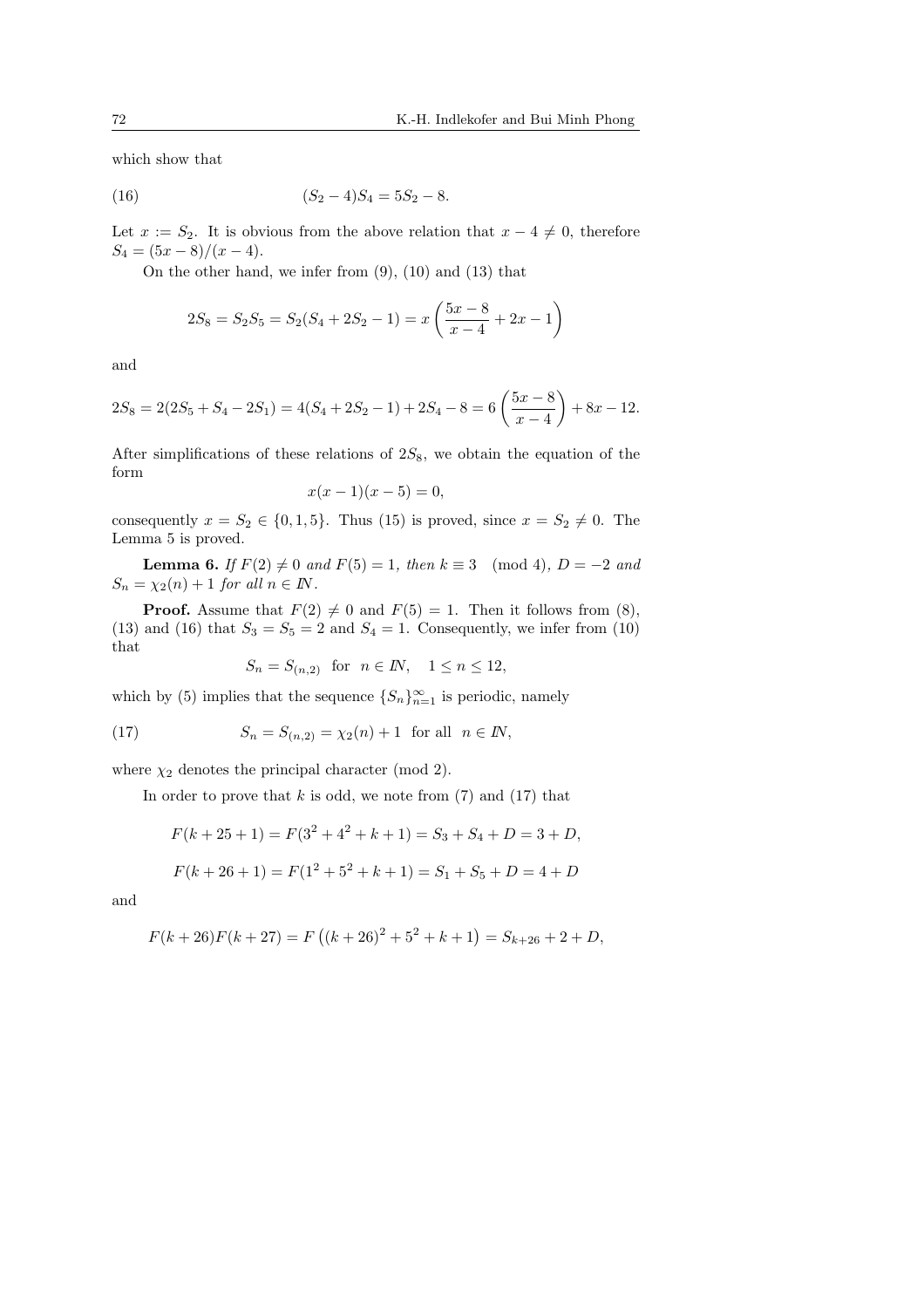which show that

$$(S_2 - 4)S_4 = 5S_2 - 8. \tag{16}$$

Let $x := S_2$. It is obvious from the above relation that $x - 4 \neq 0$, therefore $S_4 = (5x - 8)/(x - 4)$.

On the other hand, we infer from (9), (10) and (13) that

$$2S_8 = S_2 S_5 = S_2(S_4 + 2S_2 - 1) = x\left(\frac{5x-8}{x-4} + 2x - 1\right)$$

and

$$2S_8 = 2(2S_5 + S_4 - 2S_1) = 4(S_4 + 2S_2 - 1) + 2S_4 - 8 = 6\left(\frac{5x-8}{x-4}\right) + 8x - 12.$$

After simplifications of these relations of $2S_8$, we obtain the equation of the form

$$x(x-1)(x-5) = 0,$$

consequently $x = S_2 \in \{0, 1, 5\}$. Thus (15) is proved, since $x = S_2 \neq 0$. The Lemma 5 is proved.

**Lemma 6.** *If $F(2) \neq 0$ and $F(5) = 1$, then $k \equiv 3 \pmod 4$, $D = -2$ and $S_n = \chi_2(n) + 1$ for all $n \in I\!N$.*

**Proof.** Assume that $F(2) \neq 0$ and $F(5) = 1$. Then it follows from (8), (13) and (16) that $S_3 = S_5 = 2$ and $S_4 = 1$. Consequently, we infer from (10) that

$$S_n = S_{(n,2)} \quad \text{for} \quad n \in I\!N, \quad 1 \leq n \leq 12,$$

which by (5) implies that the sequence $\{S_n\}_{n=1}^{\infty}$ is periodic, namely

$$S_n = S_{(n,2)} = \chi_2(n) + 1 \quad \text{for all} \quad n \in I\!N, \tag{17}$$

where $\chi_2$ denotes the principal character (mod 2).

In order to prove that $k$ is odd, we note from (7) and (17) that

$$F(k + 25 + 1) = F(3^2 + 4^2 + k + 1) = S_3 + S_4 + D = 3 + D,$$

$$F(k + 26 + 1) = F(1^2 + 5^2 + k + 1) = S_1 + S_5 + D = 4 + D$$

and

$$F(k+26)F(k+27) = F\left((k+26)^2 + 5^2 + k + 1\right) = S_{k+26} + 2 + D,$$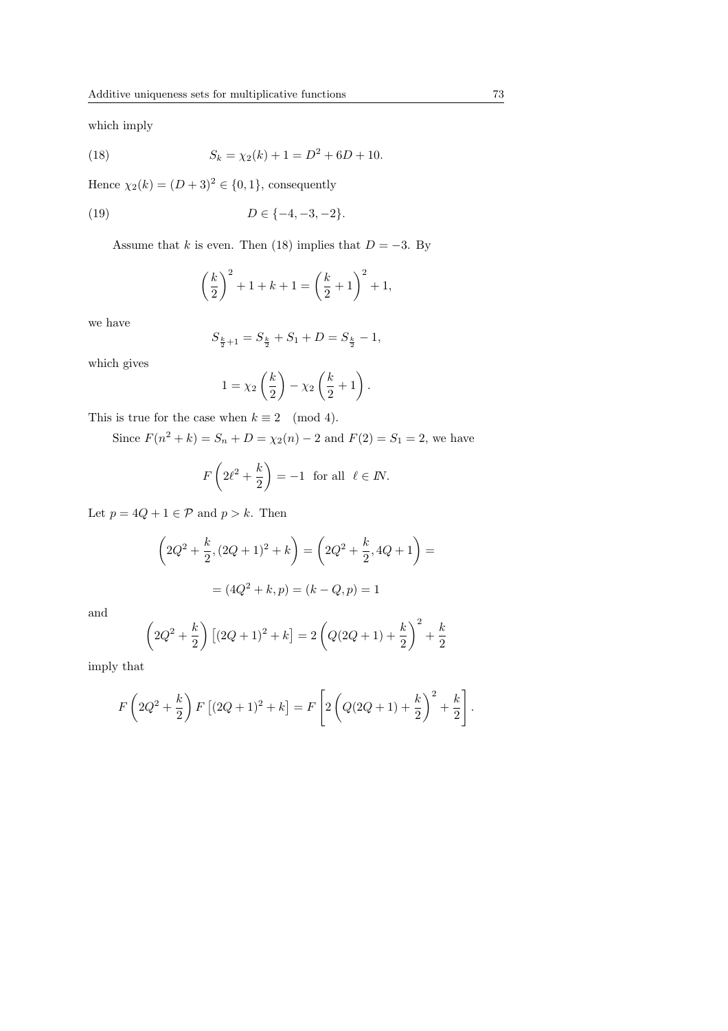which imply

$$S_k = \chi_2(k) + 1 = D^2 + 6D + 10. \tag{18}$$

Hence $\chi_2(k) = (D+3)^2 \in \{0, 1\}$, consequently

$$D \in \{-4, -3, -2\}. \tag{19}$$

Assume that $k$ is even. Then (18) implies that $D = -3$. By

$$\left(\frac{k}{2}\right)^2 + 1 + k + 1 = \left(\frac{k}{2} + 1\right)^2 + 1,$$

we have

$$S_{\frac{k}{2}+1} = S_{\frac{k}{2}} + S_1 + D = S_{\frac{k}{2}} - 1,$$

which gives

$$1 = \chi_2\left(\frac{k}{2}\right) - \chi_2\left(\frac{k}{2} + 1\right).$$

This is true for the case when $k \equiv 2 \pmod 4$.

Since $F(n^2 + k) = S_n + D = \chi_2(n) - 2$ and $F(2) = S_1 = 2$, we have

$$F\left(2\ell^2 + \frac{k}{2}\right) = -1 \quad \text{for all} \quad \ell \in I\!N.$$

Let $p = 4Q + 1 \in \mathcal{P}$ and $p > k$. Then

$$\left(2Q^2 + \frac{k}{2}, (2Q+1)^2 + k\right) = \left(2Q^2 + \frac{k}{2}, 4Q + 1\right) =$$

$$= (4Q^2 + k, p) = (k - Q, p) = 1$$

and

$$\left(2Q^2 + \frac{k}{2}\right)\left[(2Q+1)^2 + k\right] = 2\left(Q(2Q+1) + \frac{k}{2}\right)^2 + \frac{k}{2}$$

imply that

$$F\left(2Q^2 + \frac{k}{2}\right) F\left[(2Q+1)^2 + k\right] = F\left[2\left(Q(2Q+1) + \frac{k}{2}\right)^2 + \frac{k}{2}\right].$$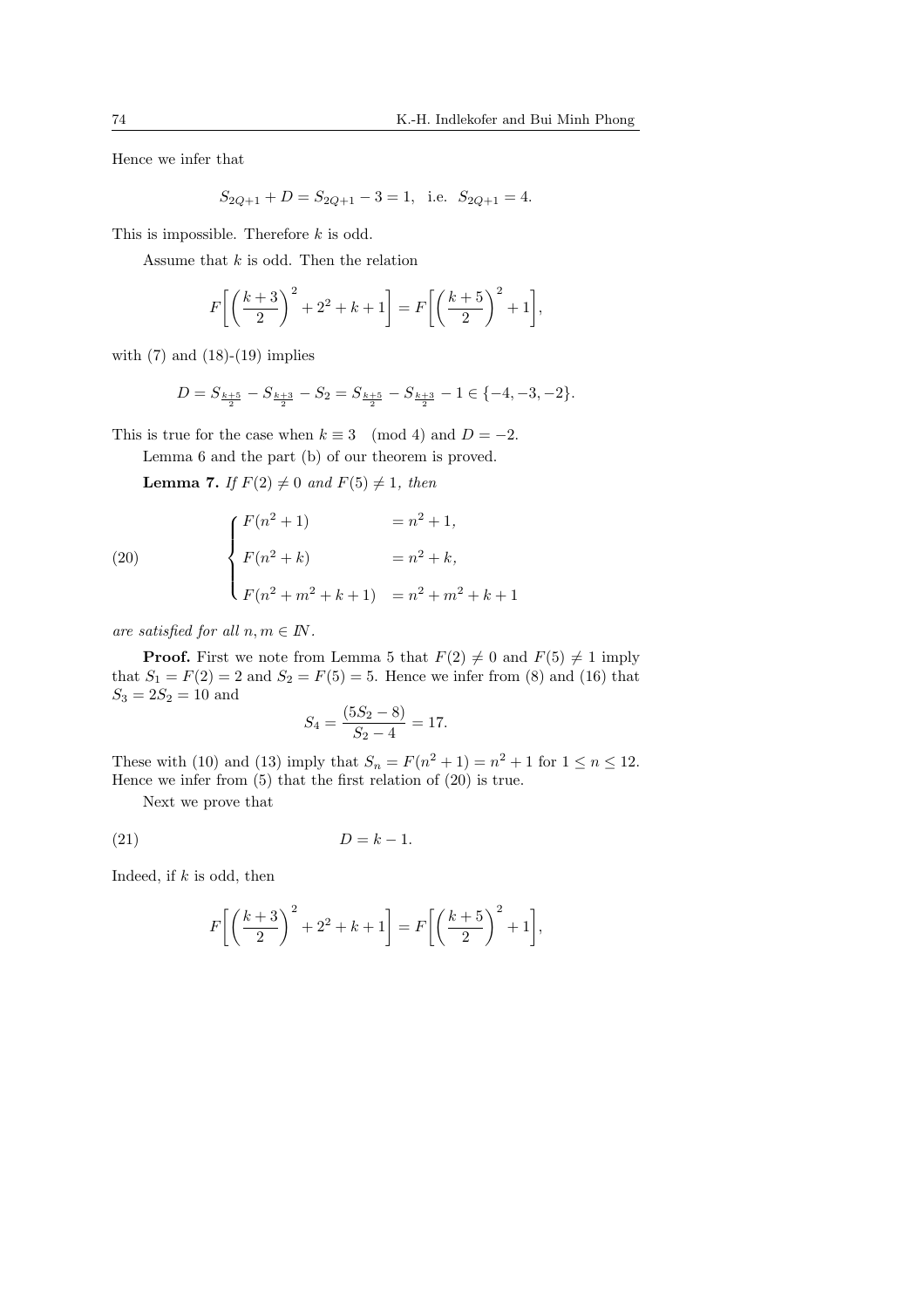Hence we infer that

$$S_{2Q+1} + D = S_{2Q+1} - 3 = 1, \quad \text{i.e.} \quad S_{2Q+1} = 4.$$

This is impossible. Therefore $k$ is odd.

Assume that $k$ is odd. Then the relation

$$F\bigg[\left(\frac{k+3}{2}\right)^2 + 2^2 + k + 1\bigg] = F\bigg[\left(\frac{k+5}{2}\right)^2 + 1\bigg],$$

with (7) and (18)-(19) implies

$$D = S_{\frac{k+5}{2}} - S_{\frac{k+3}{2}} - S_2 = S_{\frac{k+5}{2}} - S_{\frac{k+3}{2}} - 1 \in \{-4, -3, -2\}.$$

This is true for the case when $k \equiv 3 \pmod 4$ and $D = -2$.

Lemma 6 and the part (b) of our theorem is proved.

**Lemma 7.** *If $F(2) \neq 0$ and $F(5) \neq 1$, then*

$$\tag{20} \begin{cases} F(n^2+1) & = n^2+1, \\ F(n^2+k) & = n^2+k, \\ F(n^2+m^2+k+1) & = n^2+m^2+k+1 \end{cases}$$

*are satisfied for all $n, m \in \mathbb{N}$.*

**Proof.** First we note from Lemma 5 that $F(2) \neq 0$ and $F(5) \neq 1$ imply that $S_1 = F(2) = 2$ and $S_2 = F(5) = 5$. Hence we infer from (8) and (16) that $S_3 = 2S_2 = 10$ and

$$S_4 = \frac{(5S_2 - 8)}{S_2 - 4} = 17.$$

These with (10) and (13) imply that $S_n = F(n^2+1) = n^2+1$ for $1 \leq n \leq 12$. Hence we infer from (5) that the first relation of (20) is true.

Next we prove that

$$\tag{21} D = k - 1.$$

Indeed, if $k$ is odd, then

$$F\bigg[\left(\frac{k+3}{2}\right)^2 + 2^2 + k + 1\bigg] = F\bigg[\left(\frac{k+5}{2}\right)^2 + 1\bigg],$$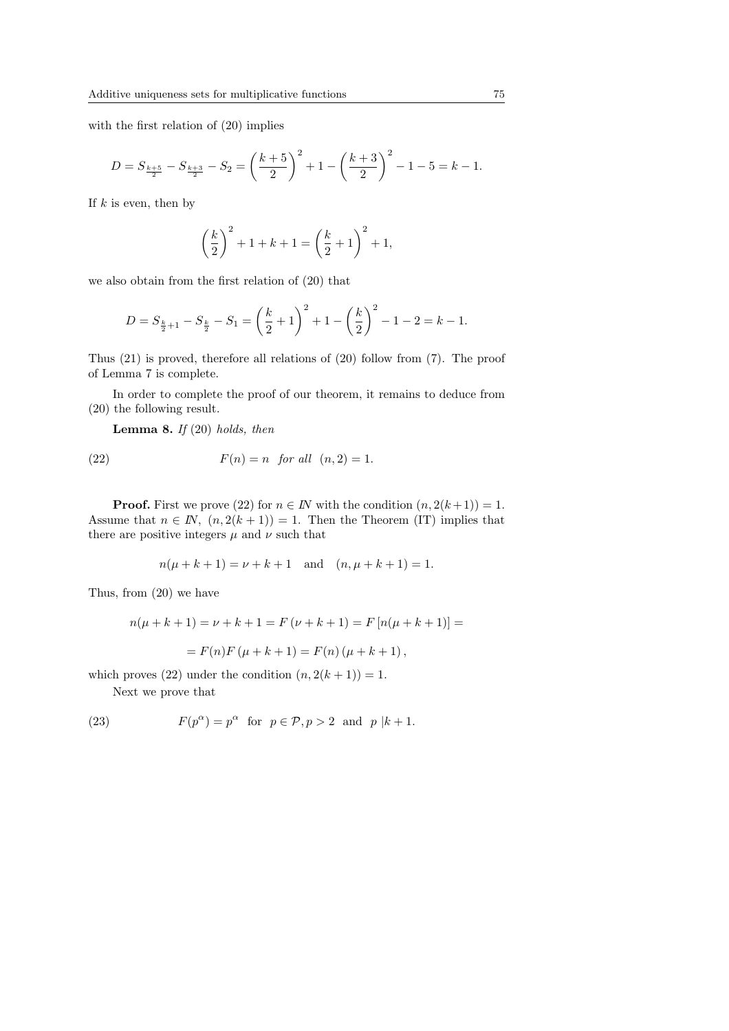with the first relation of (20) implies

$$D = S_{\frac{k+5}{2}} - S_{\frac{k+3}{2}} - S_2 = \left(\frac{k+5}{2}\right)^2 + 1 - \left(\frac{k+3}{2}\right)^2 - 1 - 5 = k - 1.$$

If $k$ is even, then by

$$\left(\frac{k}{2}\right)^2 + 1 + k + 1 = \left(\frac{k}{2} + 1\right)^2 + 1,$$

we also obtain from the first relation of (20) that

$$D = S_{\frac{k}{2}+1} - S_{\frac{k}{2}} - S_1 = \left(\frac{k}{2} + 1\right)^2 + 1 - \left(\frac{k}{2}\right)^2 - 1 - 2 = k - 1.$$

Thus (21) is proved, therefore all relations of (20) follow from (7). The proof of Lemma 7 is complete.

In order to complete the proof of our theorem, it remains to deduce from (20) the following result.

**Lemma 8.** *If* (20) *holds, then*

$$F(n) = n \quad \textit{for all} \quad (n, 2) = 1. \tag{22}$$

**Proof.** First we prove (22) for $n \in \mathbb{N}$ with the condition $(n, 2(k+1)) = 1$. Assume that $n \in \mathbb{N}$, $(n, 2(k+1)) = 1$. Then the Theorem (IT) implies that there are positive integers $\mu$ and $\nu$ such that

$$n(\mu + k + 1) = \nu + k + 1 \quad \text{and} \quad (n, \mu + k + 1) = 1.$$

Thus, from (20) we have

$$n(\mu + k + 1) = \nu + k + 1 = F(\nu + k + 1) = F[n(\mu + k + 1)] =$$

$$= F(n) F(\mu + k + 1) = F(n)(\mu + k + 1),$$

which proves (22) under the condition $(n, 2(k+1)) = 1$.

Next we prove that

$$F(p^\alpha) = p^\alpha \quad \text{for} \quad p \in \mathcal{P}, p > 2 \quad \text{and} \quad p \mid k + 1. \tag{23}$$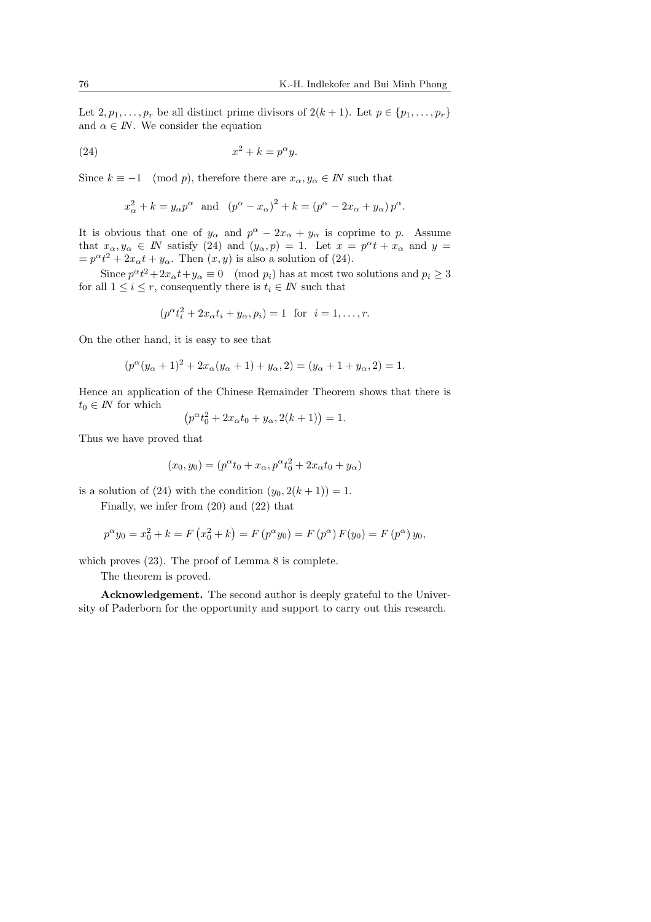Let $2, p_1, \dots, p_r$ be all distinct prime divisors of $2(k+1)$. Let $p \in \{p_1, \dots, p_r\}$ and $\alpha \in I\!N$. We consider the equation

$$x^2 + k = p^\alpha y. \tag{24}$$

Since $k \equiv -1 \pmod{p}$, therefore there are $x_\alpha, y_\alpha \in I\!N$ such that

$$x_\alpha^2 + k = y_\alpha p^\alpha \quad \text{and} \quad (p^\alpha - x_\alpha)^2 + k = (p^\alpha - 2x_\alpha + y_\alpha)\, p^\alpha.$$

It is obvious that one of $y_\alpha$ and $p^\alpha - 2x_\alpha + y_\alpha$ is coprime to $p$. Assume that $x_\alpha, y_\alpha \in I\!N$ satisfy (24) and $(y_\alpha, p) = 1$. Let $x = p^\alpha t + x_\alpha$ and $y = p^\alpha t^2 + 2x_\alpha t + y_\alpha$. Then $(x, y)$ is also a solution of (24).

Since $p^\alpha t^2 + 2x_\alpha t + y_\alpha \equiv 0 \pmod{p_i}$ has at most two solutions and $p_i \geq 3$ for all $1 \leq i \leq r$, consequently there is $t_i \in I\!N$ such that

$$(p^\alpha t_i^2 + 2x_\alpha t_i + y_\alpha, p_i) = 1 \quad \text{for} \quad i = 1, \dots, r.$$

On the other hand, it is easy to see that

$$(p^\alpha (y_\alpha + 1)^2 + 2x_\alpha (y_\alpha + 1) + y_\alpha, 2) = (y_\alpha + 1 + y_\alpha, 2) = 1.$$

Hence an application of the Chinese Remainder Theorem shows that there is $t_0 \in I\!N$ for which

$$\left(p^\alpha t_0^2 + 2x_\alpha t_0 + y_\alpha, 2(k+1)\right) = 1.$$

Thus we have proved that

$$(x_0, y_0) = (p^\alpha t_0 + x_\alpha, p^\alpha t_0^2 + 2x_\alpha t_0 + y_\alpha)$$

is a solution of (24) with the condition $(y_0, 2(k+1)) = 1$.

Finally, we infer from (20) and (22) that

$$p^\alpha y_0 = x_0^2 + k = F\left(x_0^2 + k\right) = F\left(p^\alpha y_0\right) = F\left(p^\alpha\right) F(y_0) = F\left(p^\alpha\right) y_0,$$

which proves (23). The proof of Lemma 8 is complete.

The theorem is proved.

**Acknowledgement.** The second author is deeply grateful to the University of Paderborn for the opportunity and support to carry out this research.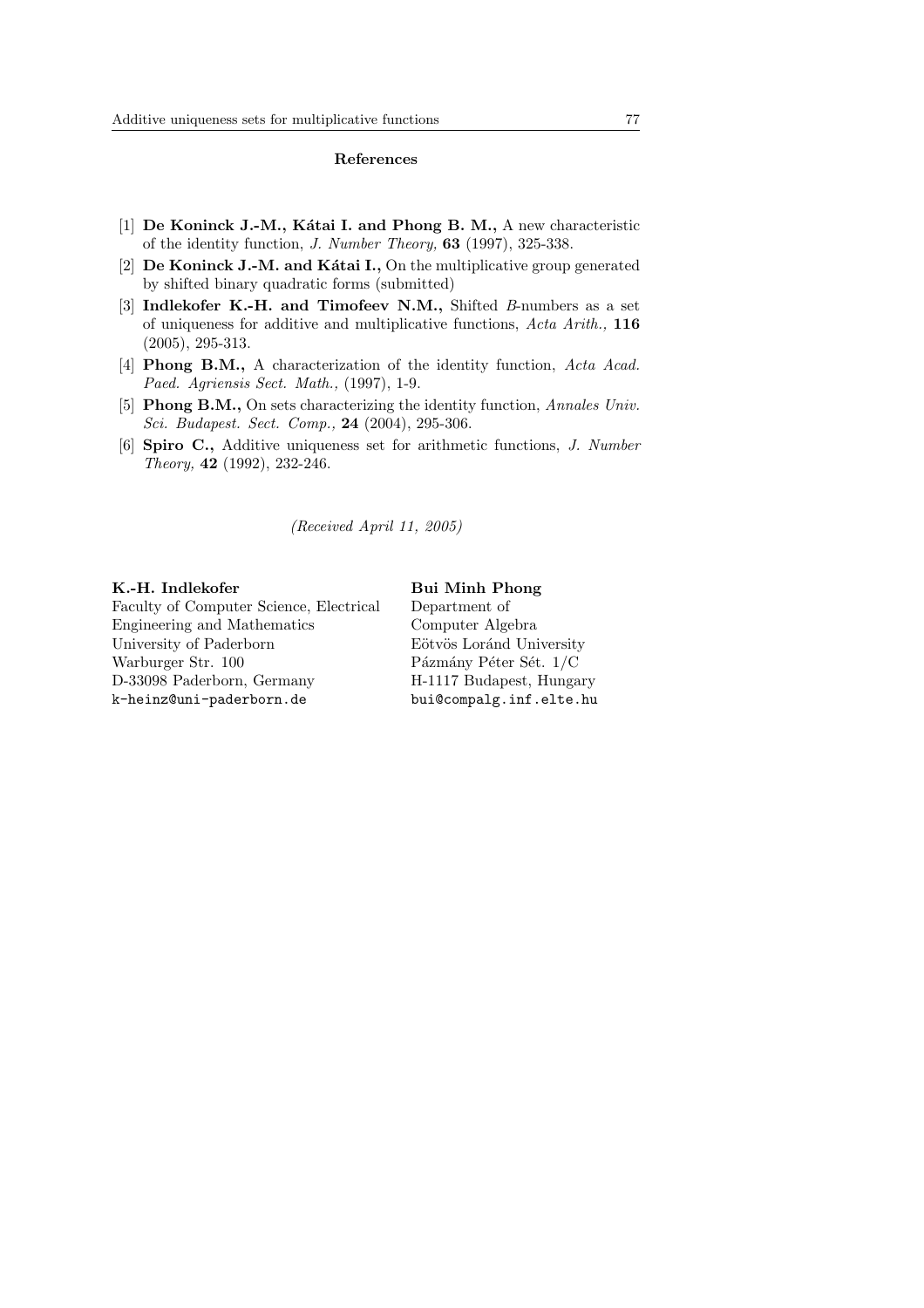## References

[1] **De Koninck J.-M., Kátai I. and Phong B. M.,** A new characteristic of the identity function, *J. Number Theory,* **63** (1997), 325-338.

[2] **De Koninck J.-M. and Kátai I.,** On the multiplicative group generated by shifted binary quadratic forms (submitted)

[3] **Indlekofer K.-H. and Timofeev N.M.,** Shifted *B*-numbers as a set of uniqueness for additive and multiplicative functions, *Acta Arith.,* **116** (2005), 295-313.

[4] **Phong B.M.,** A characterization of the identity function, *Acta Acad. Paed. Agriensis Sect. Math.,* (1997), 1-9.

[5] **Phong B.M.,** On sets characterizing the identity function, *Annales Univ. Sci. Budapest. Sect. Comp.,* **24** (2004), 295-306.

[6] **Spiro C.,** Additive uniqueness set for arithmetic functions, *J. Number Theory,* **42** (1992), 232-246.

*(Received April 11, 2005)*

**K.-H. Indlekofer**
Faculty of Computer Science, Electrical Engineering and Mathematics
University of Paderborn
Warburger Str. 100
D-33098 Paderborn, Germany
k-heinz@uni-paderborn.de

**Bui Minh Phong**
Department of Computer Algebra
Eötvös Loránd University
Pázmány Péter Sét. 1/C
H-1117 Budapest, Hungary
bui@compalg.inf.elte.hu